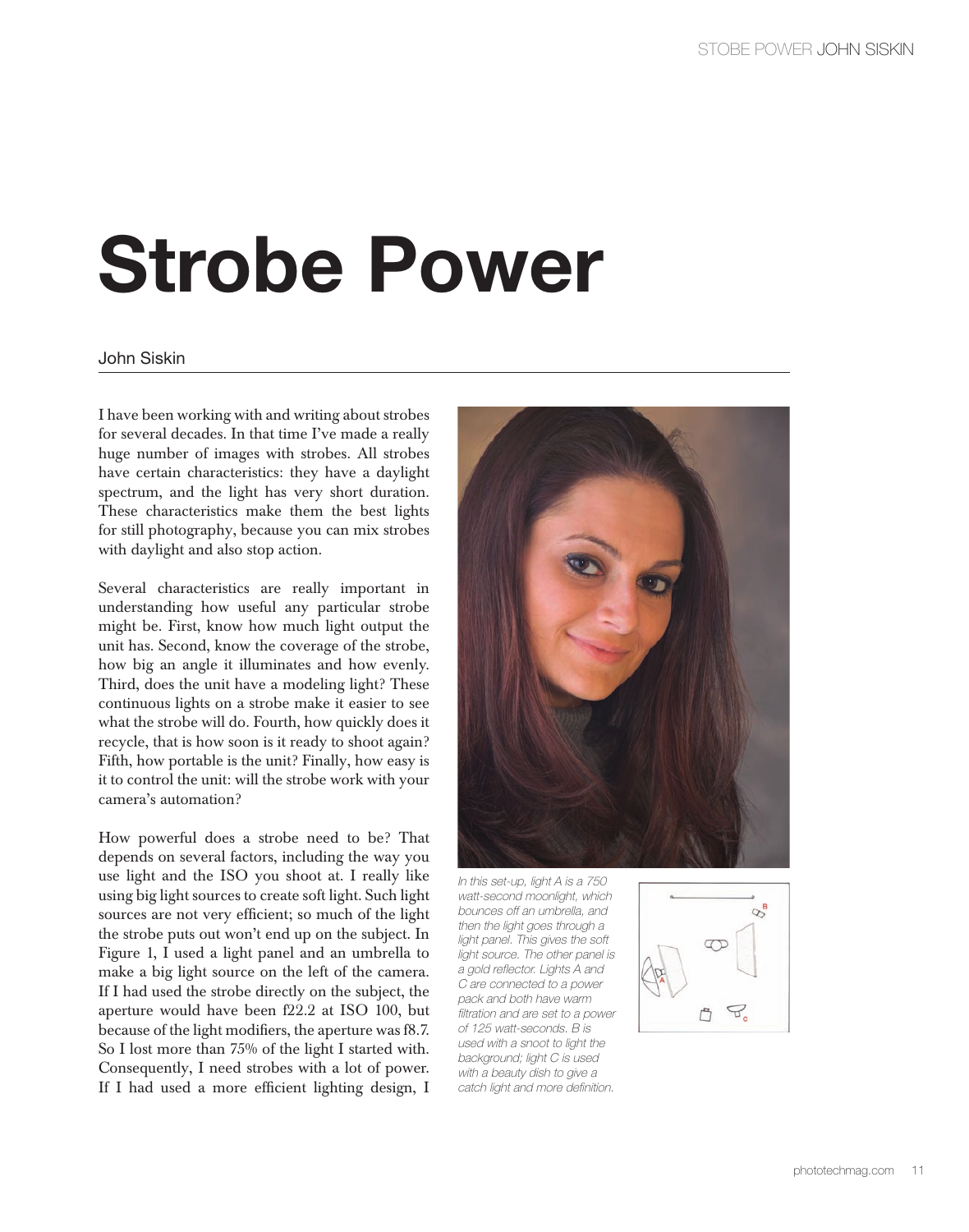# Strobe Power

John Siskin

I have been working with and writing about strobes for several decades. In that time I've made a really huge number of images with strobes. All strobes have certain characteristics: they have a daylight spectrum, and the light has very short duration. These characteristics make them the best lights for still photography, because you can mix strobes with daylight and also stop action.

Several characteristics are really important in understanding how useful any particular strobe might be. First, know how much light output the unit has. Second, know the coverage of the strobe, how big an angle it illuminates and how evenly. Third, does the unit have a modeling light? These continuous lights on a strobe make it easier to see what the strobe will do. Fourth, how quickly does it recycle, that is how soon is it ready to shoot again? Fifth, how portable is the unit? Finally, how easy is it to control the unit: will the strobe work with your camera's automation?

How powerful does a strobe need to be? That depends on several factors, including the way you use light and the ISO you shoot at. I really like using big light sources to create soft light. Such light sources are not very efficient; so much of the light the strobe puts out won't end up on the subject. In Figure 1, I used a light panel and an umbrella to make a big light source on the left of the camera. If I had used the strobe directly on the subject, the aperture would have been f22.2 at ISO 100, but because of the light modifiers, the aperture was f8.7. So I lost more than 75% of the light I started with. Consequently, I need strobes with a lot of power. If I had used a more efficient lighting design, I

*In this set-up, light A is a 750 watt-second moonlight, which bounces off an umbrella, and then the light goes through a light panel. This gives the soft light source. The other panel is a gold reflector. Lights A and C are connected to a power pack and both have warm filtration and are set to a power of 125 watt-seconds. B is used with a snoot to light the background; light C is used with a beauty dish to give a catch light and more definition.*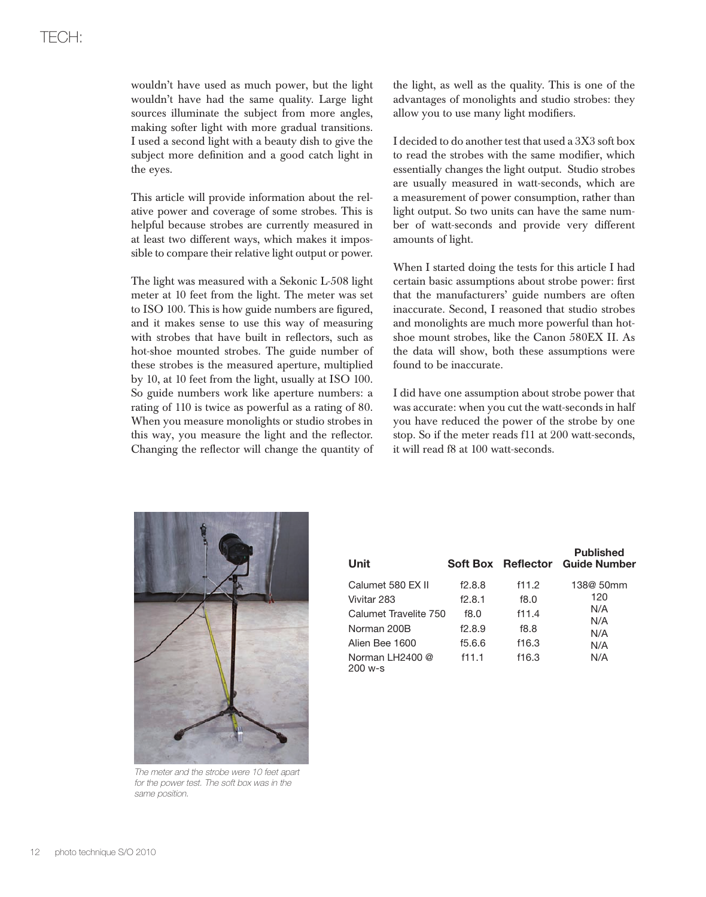wouldn't have used as much power, but the light wouldn't have had the same quality. Large light sources illuminate the subject from more angles, making softer light with more gradual transitions. I used a second light with a beauty dish to give the subject more definition and a good catch light in the eyes.

This article will provide information about the relative power and coverage of some strobes. This is helpful because strobes are currently measured in at least two different ways, which makes it impossible to compare their relative light output or power.

The light was measured with a Sekonic L-508 light meter at 10 feet from the light. The meter was set to ISO 100. This is how guide numbers are figured, and it makes sense to use this way of measuring with strobes that have built in reflectors, such as hot-shoe mounted strobes. The guide number of these strobes is the measured aperture, multiplied by 10, at 10 feet from the light, usually at ISO 100. So guide numbers work like aperture numbers: a rating of 110 is twice as powerful as a rating of 80. When you measure monolights or studio strobes in this way, you measure the light and the reflector. Changing the reflector will change the quantity of the light, as well as the quality. This is one of the advantages of monolights and studio strobes: they allow you to use many light modifiers.

I decided to do another test that used a 3X3 soft box to read the strobes with the same modifier, which essentially changes the light output. Studio strobes are usually measured in watt-seconds, which are a measurement of power consumption, rather than light output. So two units can have the same number of watt-seconds and provide very different amounts of light.

When I started doing the tests for this article I had certain basic assumptions about strobe power: first that the manufacturers' guide numbers are often inaccurate. Second, I reasoned that studio strobes and monolights are much more powerful than hot-shoe mount strobes, like the Canon 580EX II. As the data will show, both these assumptions were found to be inaccurate.

I did have one assumption about strobe power that was accurate: when you cut the watt-seconds in half you have reduced the power of the strobe by one stop. So if the meter reads f11 at 200 watt-seconds, it will read f8 at 100 watt-seconds.

*The meter and the strobe were 10 feet apart for the power test. The soft box was in the same position.*

| Unit | Soft Box | Reflector | Published Guide Number |
|---|---|---|---|
| Calumet 580 EX II | f2.8.8 | f11.2 | 138@ 50mm |
| Vivitar 283 | f2.8.1 | f8.0 | 120 |
| Calumet Travelite 750 | f8.0 | f11.4 | N/A |
| Norman 200B | f2.8.9 | f8.8 | N/A |
| Alien Bee 1600 | f5.6.6 | f16.3 | N/A |
| Norman LH2400 @ 200 w-s | f11.1 | f16.3 | N/A |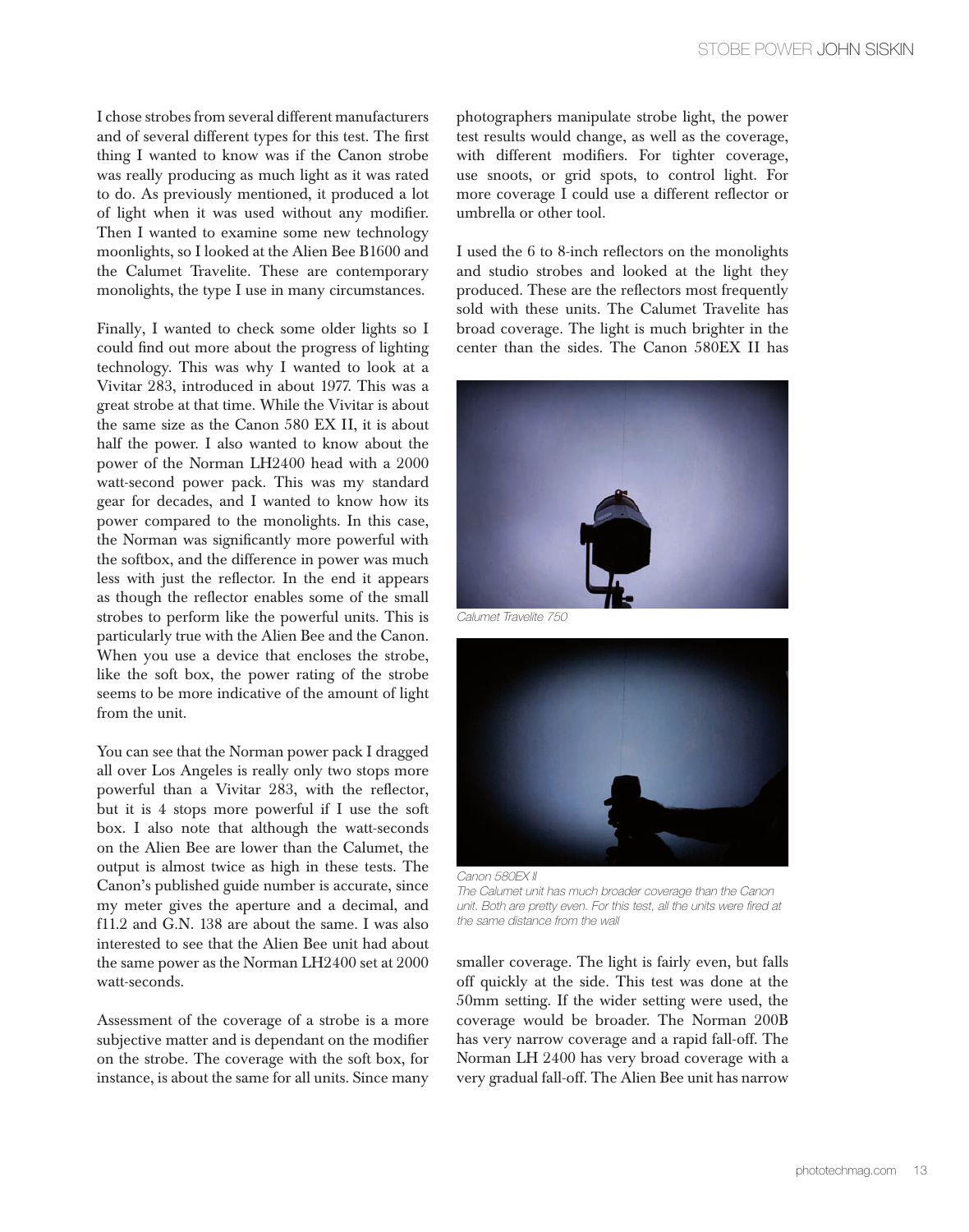I chose strobes from several different manufacturers and of several different types for this test. The first thing I wanted to know was if the Canon strobe was really producing as much light as it was rated to do. As previously mentioned, it produced a lot of light when it was used without any modifier. Then I wanted to examine some new technology moonlights, so I looked at the Alien Bee B1600 and the Calumet Travelite. These are contemporary monolights, the type I use in many circumstances.

Finally, I wanted to check some older lights so I could find out more about the progress of lighting technology. This was why I wanted to look at a Vivitar 283, introduced in about 1977. This was a great strobe at that time. While the Vivitar is about the same size as the Canon 580 EX II, it is about half the power. I also wanted to know about the power of the Norman LH2400 head with a 2000 watt-second power pack. This was my standard gear for decades, and I wanted to know how its power compared to the monolights. In this case, the Norman was significantly more powerful with the softbox, and the difference in power was much less with just the reflector. In the end it appears as though the reflector enables some of the small strobes to perform like the powerful units. This is particularly true with the Alien Bee and the Canon. When you use a device that encloses the strobe, like the soft box, the power rating of the strobe seems to be more indicative of the amount of light from the unit.

You can see that the Norman power pack I dragged all over Los Angeles is really only two stops more powerful than a Vivitar 283, with the reflector, but it is 4 stops more powerful if I use the soft box. I also note that although the watt-seconds on the Alien Bee are lower than the Calumet, the output is almost twice as high in these tests. The Canon's published guide number is accurate, since my meter gives the aperture and a decimal, and f11.2 and G.N. 138 are about the same. I was also interested to see that the Alien Bee unit had about the same power as the Norman LH2400 set at 2000 watt-seconds.

Assessment of the coverage of a strobe is a more subjective matter and is dependant on the modifier on the strobe. The coverage with the soft box, for instance, is about the same for all units. Since many photographers manipulate strobe light, the power test results would change, as well as the coverage, with different modifiers. For tighter coverage, use snoots, or grid spots, to control light. For more coverage I could use a different reflector or umbrella or other tool.

I used the 6 to 8-inch reflectors on the monolights and studio strobes and looked at the light they produced. These are the reflectors most frequently sold with these units. The Calumet Travelite has broad coverage. The light is much brighter in the center than the sides. The Canon 580EX II has smaller coverage. The light is fairly even, but falls off quickly at the side. This test was done at the 50mm setting. If the wider setting were used, the coverage would be broader. The Norman 200B has very narrow coverage and a rapid fall-off. The Norman LH 2400 has very broad coverage with a very gradual fall-off. The Alien Bee unit has narrow

*Calumet Travelite 750*

*Canon 580EX II*

*The Calumet unit has much broader coverage than the Canon unit. Both are pretty even. For this test, all the units were fired at the same distance from the wall*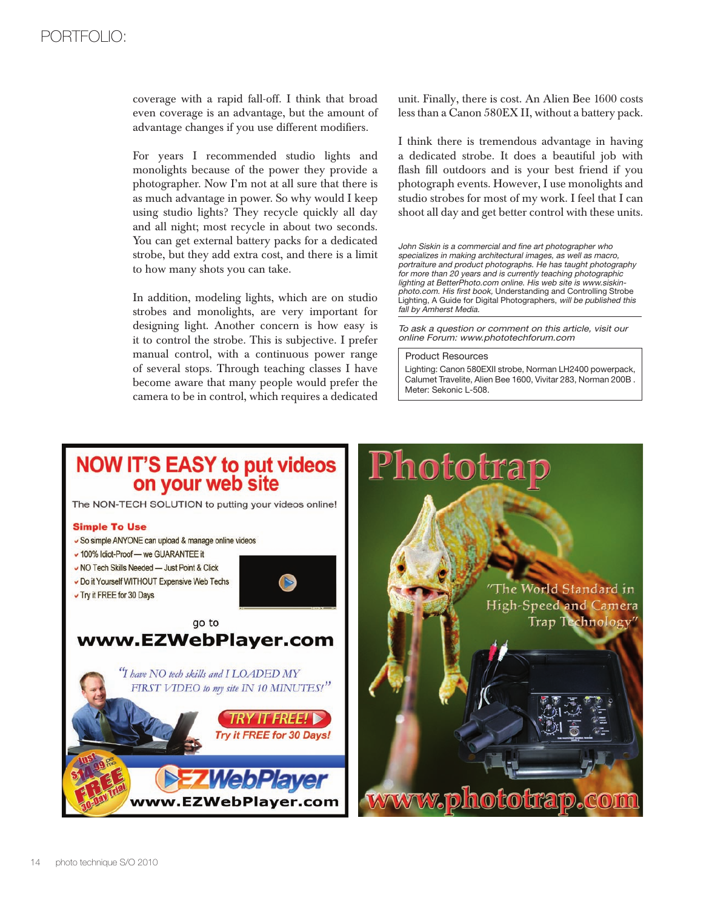coverage with a rapid fall-off. I think that broad even coverage is an advantage, but the amount of advantage changes if you use different modifiers.

For years I recommended studio lights and monolights because of the power they provide a photographer. Now I'm not at all sure that there is as much advantage in power. So why would I keep using studio lights? They recycle quickly all day and all night; most recycle in about two seconds. You can get external battery packs for a dedicated strobe, but they add extra cost, and there is a limit to how many shots you can take.

In addition, modeling lights, which are on studio strobes and monolights, are very important for designing light. Another concern is how easy is it to control the strobe. This is subjective. I prefer manual control, with a continuous power range of several stops. Through teaching classes I have become aware that many people would prefer the camera to be in control, which requires a dedicated unit. Finally, there is cost. An Alien Bee 1600 costs less than a Canon 580EX II, without a battery pack.

I think there is tremendous advantage in having a dedicated strobe. It does a beautiful job with flash fill outdoors and is your best friend if you photograph events. However, I use monolights and studio strobes for most of my work. I feel that I can shoot all day and get better control with these units.

*John Siskin is a commercial and fine art photographer who specializes in making architectural images, as well as macro, portraiture and product photographs. He has taught photography for more than 20 years and is currently teaching photographic lighting at BetterPhoto.com online. His web site is www.siskin-photo.com. His first book,* Understanding and Controlling Strobe Lighting, A Guide for Digital Photographers, *will be published this fall by Amherst Media.*

*To ask a question or comment on this article, visit our online Forum: www.phototechforum.com*

**Product Resources**

Lighting: Canon 580EXII strobe, Norman LH2400 powerpack, Calumet Travelite, Alien Bee 1600, Vivitar 283, Norman 200B . Meter: Sekonic L-508.